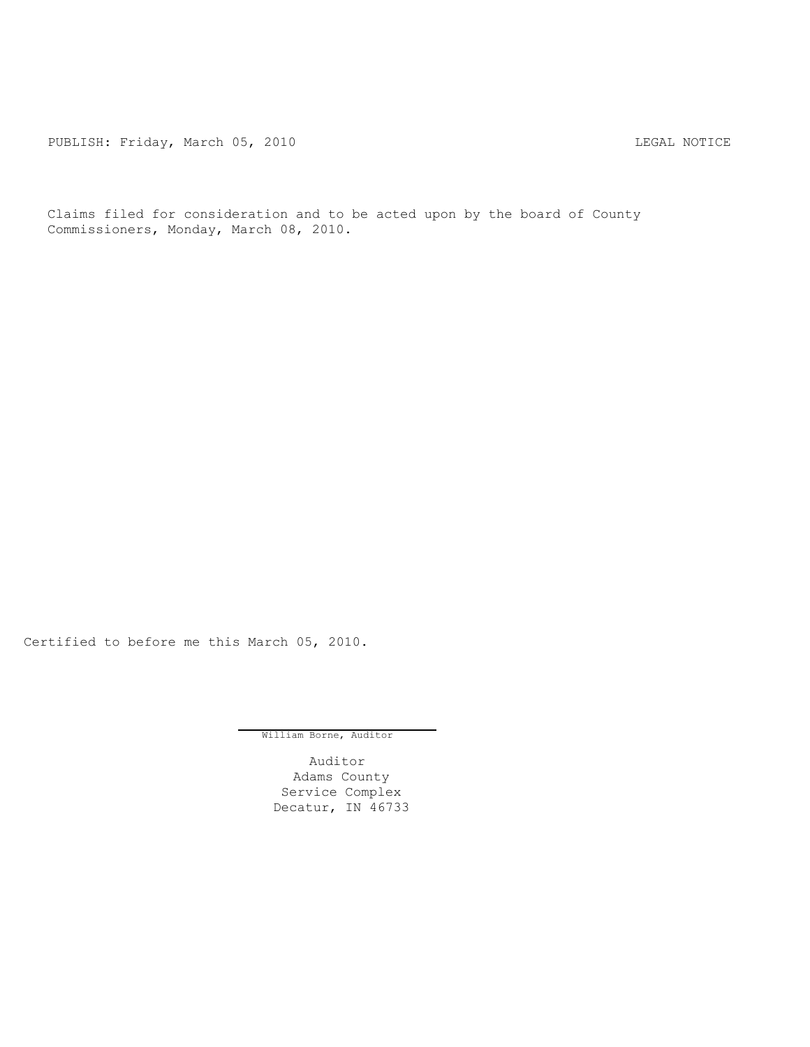PUBLISH: Friday, March 05, 2010 LEGAL NOTICE

Claims filed for consideration and to be acted upon by the board of County Commissioners, Monday, March 08, 2010.

Certified to before me this March 05, 2010.

William Borne, Auditor

Auditor
Adams County
Service Complex
Decatur, IN 46733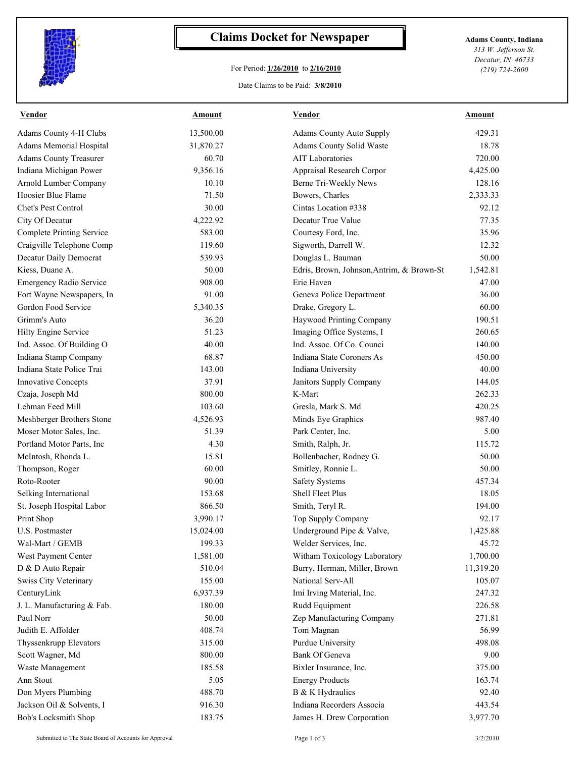# Claims Docket for Newspaper

For Period: **1/26/2010** to **2/16/2010**

Date Claims to be Paid: **3/8/2010**

**Adams County, Indiana**
*313 W. Jefferson St.*
*Decatur, IN 46733*
*(219) 724-2600*

| Vendor | Amount | Vendor | Amount |
|---|---|---|---|
| Adams County 4-H Clubs | 13,500.00 | Adams County Auto Supply | 429.31 |
| Adams Memorial Hospital | 31,870.27 | Adams County Solid Waste | 18.78 |
| Adams County Treasurer | 60.70 | AIT Laboratories | 720.00 |
| Indiana Michigan Power | 9,356.16 | Appraisal Research Corpor | 4,425.00 |
| Arnold Lumber Company | 10.10 | Berne Tri-Weekly News | 128.16 |
| Hoosier Blue Flame | 71.50 | Bowers, Charles | 2,333.33 |
| Chet's Pest Control | 30.00 | Cintas Location #338 | 92.12 |
| City Of Decatur | 4,222.92 | Decatur True Value | 77.35 |
| Complete Printing Service | 583.00 | Courtesy Ford, Inc. | 35.96 |
| Craigville Telephone Comp | 119.60 | Sigworth, Darrell W. | 12.32 |
| Decatur Daily Democrat | 539.93 | Douglas L. Bauman | 50.00 |
| Kiess, Duane A. | 50.00 | Edris, Brown, Johnson,Antrim, & Brown-St | 1,542.81 |
| Emergency Radio Service | 908.00 | Erie Haven | 47.00 |
| Fort Wayne Newspapers, In | 91.00 | Geneva Police Department | 36.00 |
| Gordon Food Service | 5,340.35 | Drake, Gregory L. | 60.00 |
| Grimm's Auto | 36.20 | Haywood Printing Company | 190.51 |
| Hilty Engine Service | 51.23 | Imaging Office Systems, I | 260.65 |
| Ind. Assoc. Of Building O | 40.00 | Ind. Assoc. Of Co. Counci | 140.00 |
| Indiana Stamp Company | 68.87 | Indiana State Coroners As | 450.00 |
| Indiana State Police Trai | 143.00 | Indiana University | 40.00 |
| Innovative Concepts | 37.91 | Janitors Supply Company | 144.05 |
| Czaja, Joseph Md | 800.00 | K-Mart | 262.33 |
| Lehman Feed Mill | 103.60 | Gresla, Mark S. Md | 420.25 |
| Meshberger Brothers Stone | 4,526.93 | Minds Eye Graphics | 987.40 |
| Moser Motor Sales, Inc. | 51.39 | Park Center, Inc. | 5.00 |
| Portland Motor Parts, Inc | 4.30 | Smith, Ralph, Jr. | 115.72 |
| McIntosh, Rhonda L. | 15.81 | Bollenbacher, Rodney G. | 50.00 |
| Thompson, Roger | 60.00 | Smitley, Ronnie L. | 50.00 |
| Roto-Rooter | 90.00 | Safety Systems | 457.34 |
| Selking International | 153.68 | Shell Fleet Plus | 18.05 |
| St. Joseph Hospital Labor | 866.50 | Smith, Teryl R. | 194.00 |
| Print Shop | 3,990.17 | Top Supply Company | 92.17 |
| U.S. Postmaster | 15,024.00 | Underground Pipe & Valve, | 1,425.88 |
| Wal-Mart / GEMB | 199.33 | Welder Services, Inc. | 45.72 |
| West Payment Center | 1,581.00 | Witham Toxicology Laboratory | 1,700.00 |
| D & D Auto Repair | 510.04 | Burry, Herman, Miller, Brown | 11,319.20 |
| Swiss City Veterinary | 155.00 | National Serv-All | 105.07 |
| CenturyLink | 6,937.39 | Imi Irving Material, Inc. | 247.32 |
| J. L. Manufacturing & Fab. | 180.00 | Rudd Equipment | 226.58 |
| Paul Norr | 50.00 | Zep Manufacturing Company | 271.81 |
| Judith E. Affolder | 408.74 | Tom Magnan | 56.99 |
| Thyssenkrupp Elevators | 315.00 | Purdue University | 498.08 |
| Scott Wagner, Md | 800.00 | Bank Of Geneva | 9.00 |
| Waste Management | 185.58 | Bixler Insurance, Inc. | 375.00 |
| Ann Stout | 5.05 | Energy Products | 163.74 |
| Don Myers Plumbing | 488.70 | B & K Hydraulics | 92.40 |
| Jackson Oil & Solvents, I | 916.30 | Indiana Recorders Associa | 443.54 |
| Bob's Locksmith Shop | 183.75 | James H. Drew Corporation | 3,977.70 |

Submitted to The State Board of Accounts for Approval — 3/2/2010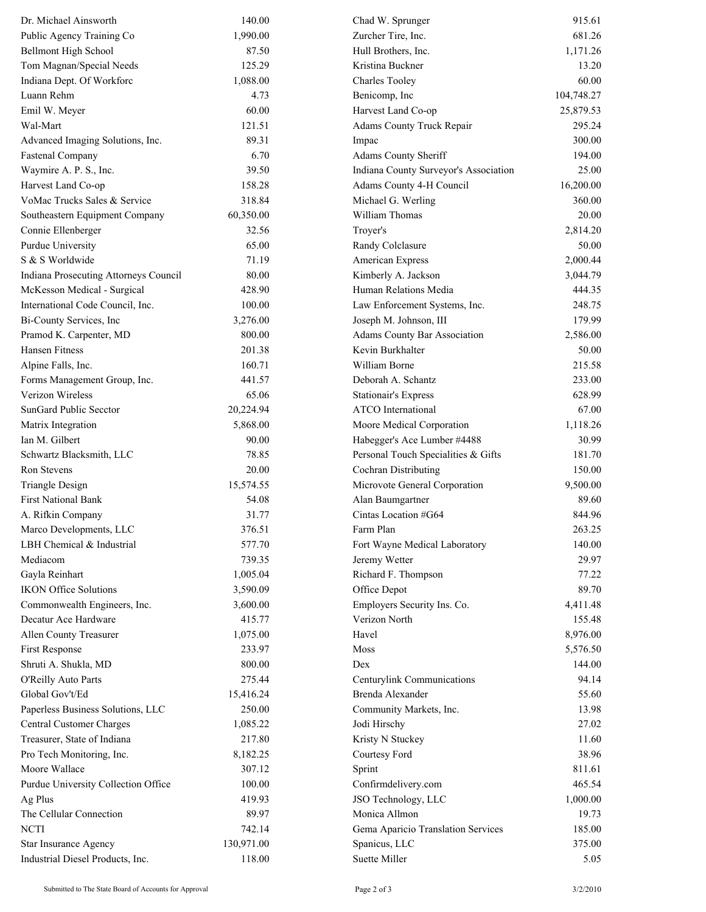| Vendor | Amount | Vendor | Amount |
|---|---|---|---|
| Dr. Michael Ainsworth | 140.00 | Chad W. Sprunger | 915.61 |
| Public Agency Training Co | 1,990.00 | Zurcher Tire, Inc. | 681.26 |
| Bellmont High School | 87.50 | Hull Brothers, Inc. | 1,171.26 |
| Tom Magnan/Special Needs | 125.29 | Kristina Buckner | 13.20 |
| Indiana Dept. Of Workforc | 1,088.00 | Charles Tooley | 60.00 |
| Luann Rehm | 4.73 | Benicomp, Inc | 104,748.27 |
| Emil W. Meyer | 60.00 | Harvest Land Co-op | 25,879.53 |
| Wal-Mart | 121.51 | Adams County Truck Repair | 295.24 |
| Advanced Imaging Solutions, Inc. | 89.31 | Impac | 300.00 |
| Fastenal Company | 6.70 | Adams County Sheriff | 194.00 |
| Waymire A. P. S., Inc. | 39.50 | Indiana County Surveyor's Association | 25.00 |
| Harvest Land Co-op | 158.28 | Adams County 4-H Council | 16,200.00 |
| VoMac Trucks Sales & Service | 318.84 | Michael G. Werling | 360.00 |
| Southeastern Equipment Company | 60,350.00 | William Thomas | 20.00 |
| Connie Ellenberger | 32.56 | Troyer's | 2,814.20 |
| Purdue University | 65.00 | Randy Colclasure | 50.00 |
| S & S Worldwide | 71.19 | American Express | 2,000.44 |
| Indiana Prosecuting Attorneys Council | 80.00 | Kimberly A. Jackson | 3,044.79 |
| McKesson Medical - Surgical | 428.90 | Human Relations Media | 444.35 |
| International Code Council, Inc. | 100.00 | Law Enforcement Systems, Inc. | 248.75 |
| Bi-County Services, Inc | 3,276.00 | Joseph M. Johnson, III | 179.99 |
| Pramod K. Carpenter, MD | 800.00 | Adams County Bar Association | 2,586.00 |
| Hansen Fitness | 201.38 | Kevin Burkhalter | 50.00 |
| Alpine Falls, Inc. | 160.71 | William Borne | 215.58 |
| Forms Management Group, Inc. | 441.57 | Deborah A. Schantz | 233.00 |
| Verizon Wireless | 65.06 | Stationair's Express | 628.99 |
| SunGard Public Secctor | 20,224.94 | ATCO International | 67.00 |
| Matrix Integration | 5,868.00 | Moore Medical Corporation | 1,118.26 |
| Ian M. Gilbert | 90.00 | Habegger's Ace Lumber #4488 | 30.99 |
| Schwartz Blacksmith, LLC | 78.85 | Personal Touch Specialities & Gifts | 181.70 |
| Ron Stevens | 20.00 | Cochran Distributing | 150.00 |
| Triangle Design | 15,574.55 | Microvote General Corporation | 9,500.00 |
| First National Bank | 54.08 | Alan Baumgartner | 89.60 |
| A. Rifkin Company | 31.77 | Cintas Location #G64 | 844.96 |
| Marco Developments, LLC | 376.51 | Farm Plan | 263.25 |
| LBH Chemical & Industrial | 577.70 | Fort Wayne Medical Laboratory | 140.00 |
| Mediacom | 739.35 | Jeremy Wetter | 29.97 |
| Gayla Reinhart | 1,005.04 | Richard F. Thompson | 77.22 |
| IKON Office Solutions | 3,590.09 | Office Depot | 89.70 |
| Commonwealth Engineers, Inc. | 3,600.00 | Employers Security Ins. Co. | 4,411.48 |
| Decatur Ace Hardware | 415.77 | Verizon North | 155.48 |
| Allen County Treasurer | 1,075.00 | Havel | 8,976.00 |
| First Response | 233.97 | Moss | 5,576.50 |
| Shruti A. Shukla, MD | 800.00 | Dex | 144.00 |
| O'Reilly Auto Parts | 275.44 | Centurylink Communications | 94.14 |
| Global Gov't/Ed | 15,416.24 | Brenda Alexander | 55.60 |
| Paperless Business Solutions, LLC | 250.00 | Community Markets, Inc. | 13.98 |
| Central Customer Charges | 1,085.22 | Jodi Hirschy | 27.02 |
| Treasurer, State of Indiana | 217.80 | Kristy N Stuckey | 11.60 |
| Pro Tech Monitoring, Inc. | 8,182.25 | Courtesy Ford | 38.96 |
| Moore Wallace | 307.12 | Sprint | 811.61 |
| Purdue University Collection Office | 100.00 | Confirmdelivery.com | 465.54 |
| Ag Plus | 419.93 | JSO Technology, LLC | 1,000.00 |
| The Cellular Connection | 89.97 | Monica Allmon | 19.73 |
| NCTI | 742.14 | Gema Aparicio Translation Services | 185.00 |
| Star Insurance Agency | 130,971.00 | Spanicus, LLC | 375.00 |
| Industrial Diesel Products, Inc. | 118.00 | Suette Miller | 5.05 |

Submitted to The State Board of Accounts for Approval 3/2/2010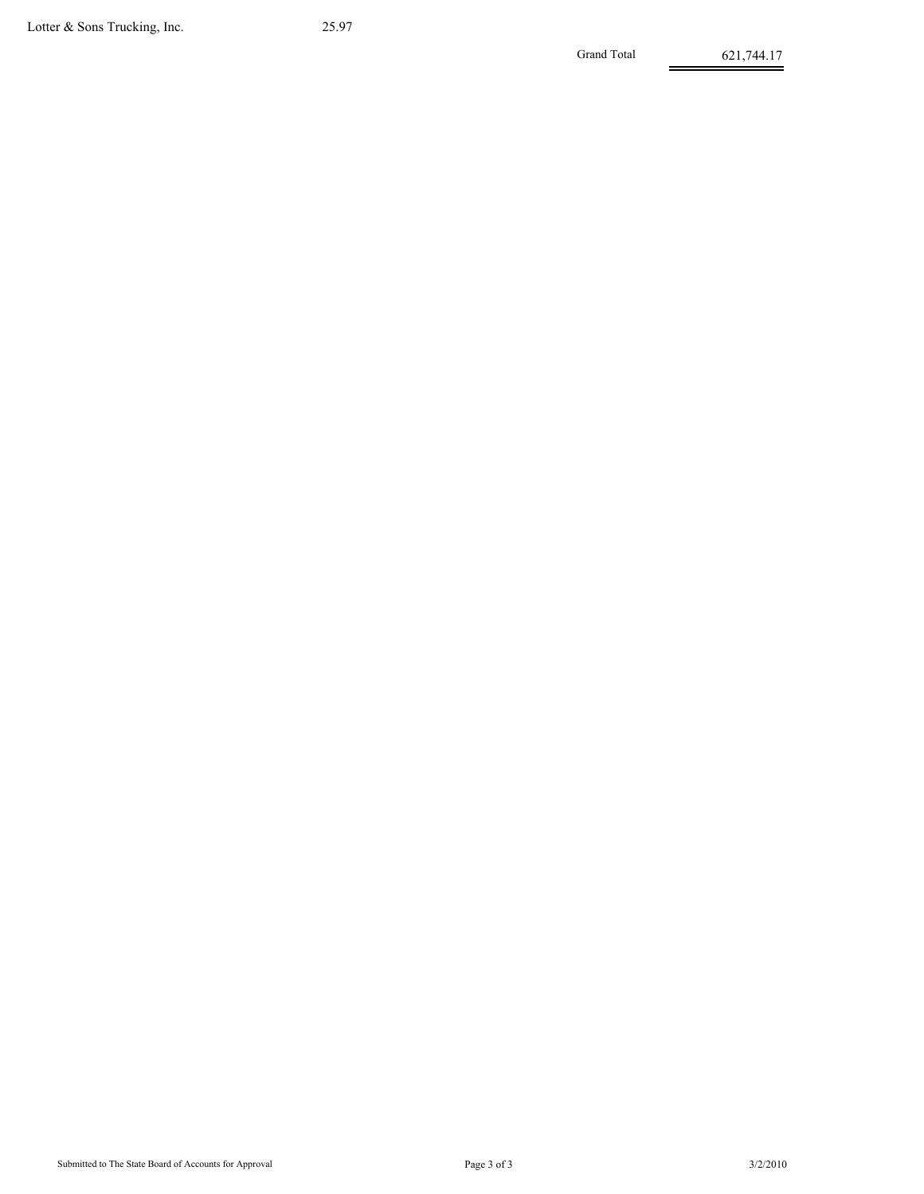| | |
|---|---|
| Lotter & Sons Trucking, Inc. | 25.97 |

| | |
|---|---|
| Grand Total | 621,744.17 |

Submitted to The State Board of Accounts for Approval

3/2/2010